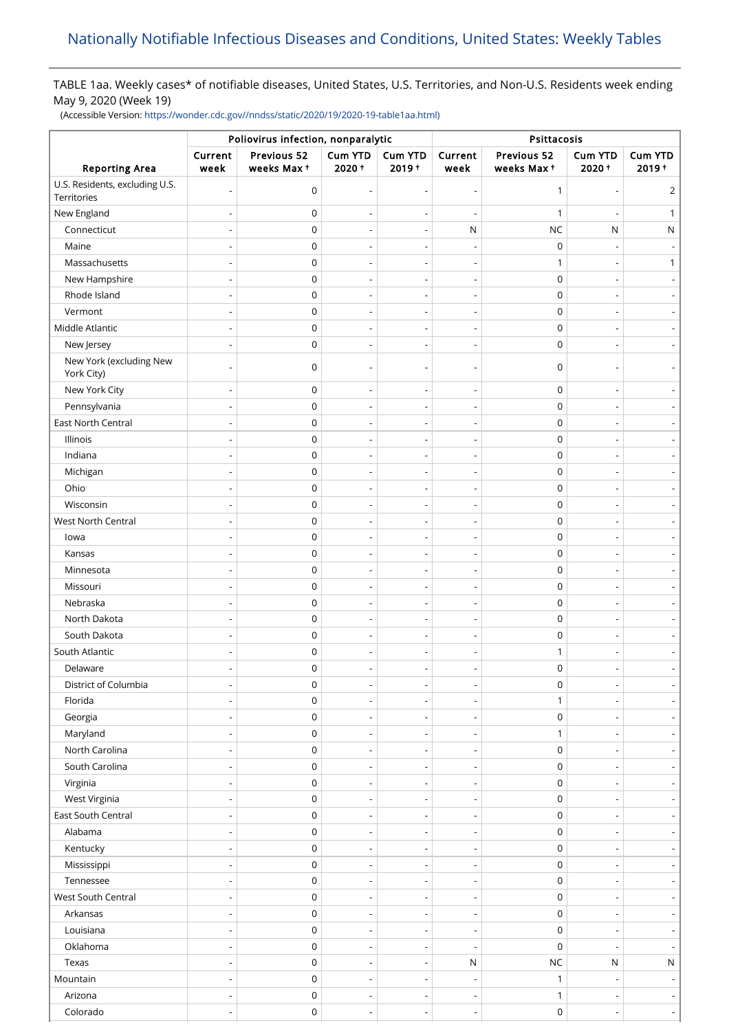## Nationally Notifiable Infectious Diseases and Conditions, United States: Weekly Tables

TABLE 1aa. Weekly cases* of notifiable diseases, United States, U.S. Territories, and Non-U.S. Residents week ending May 9, 2020 (Week 19)

(Accessible Version: https://wonder.cdc.gov//nndss/static/2020/19/2020-19-table1aa.html)

| Reporting Area | Poliovirus infection, nonparalytic | | | | Psittacosis | | | |
|---|---|---|---|---|---|---|---|---|
| | Current week | Previous 52 weeks Max † | Cum YTD 2020 † | Cum YTD 2019 † | Current week | Previous 52 weeks Max † | Cum YTD 2020 † | Cum YTD 2019 † |
| U.S. Residents, excluding U.S. Territories | - | 0 | - | - | - | 1 | - | 2 |
| New England | - | 0 | - | - | - | 1 | - | 1 |
| Connecticut | - | 0 | - | - | N | NC | N | N |
| Maine | - | 0 | - | - | - | 0 | - | - |
| Massachusetts | - | 0 | - | - | - | 1 | - | 1 |
| New Hampshire | - | 0 | - | - | - | 0 | - | - |
| Rhode Island | - | 0 | - | - | - | 0 | - | - |
| Vermont | - | 0 | - | - | - | 0 | - | - |
| Middle Atlantic | - | 0 | - | - | - | 0 | - | - |
| New Jersey | - | 0 | - | - | - | 0 | - | - |
| New York (excluding New York City) | - | 0 | - | - | - | 0 | - | - |
| New York City | - | 0 | - | - | - | 0 | - | - |
| Pennsylvania | - | 0 | - | - | - | 0 | - | - |
| East North Central | - | 0 | - | - | - | 0 | - | - |
| Illinois | - | 0 | - | - | - | 0 | - | - |
| Indiana | - | 0 | - | - | - | 0 | - | - |
| Michigan | - | 0 | - | - | - | 0 | - | - |
| Ohio | - | 0 | - | - | - | 0 | - | - |
| Wisconsin | - | 0 | - | - | - | 0 | - | - |
| West North Central | - | 0 | - | - | - | 0 | - | - |
| Iowa | - | 0 | - | - | - | 0 | - | - |
| Kansas | - | 0 | - | - | - | 0 | - | - |
| Minnesota | - | 0 | - | - | - | 0 | - | - |
| Missouri | - | 0 | - | - | - | 0 | - | - |
| Nebraska | - | 0 | - | - | - | 0 | - | - |
| North Dakota | - | 0 | - | - | - | 0 | - | - |
| South Dakota | - | 0 | - | - | - | 0 | - | - |
| South Atlantic | - | 0 | - | - | - | 1 | - | - |
| Delaware | - | 0 | - | - | - | 0 | - | - |
| District of Columbia | - | 0 | - | - | - | 0 | - | - |
| Florida | - | 0 | - | - | - | 1 | - | - |
| Georgia | - | 0 | - | - | - | 0 | - | - |
| Maryland | - | 0 | - | - | - | 1 | - | - |
| North Carolina | - | 0 | - | - | - | 0 | - | - |
| South Carolina | - | 0 | - | - | - | 0 | - | - |
| Virginia | - | 0 | - | - | - | 0 | - | - |
| West Virginia | - | 0 | - | - | - | 0 | - | - |
| East South Central | - | 0 | - | - | - | 0 | - | - |
| Alabama | - | 0 | - | - | - | 0 | - | - |
| Kentucky | - | 0 | - | - | - | 0 | - | - |
| Mississippi | - | 0 | - | - | - | 0 | - | - |
| Tennessee | - | 0 | - | - | - | 0 | - | - |
| West South Central | - | 0 | - | - | - | 0 | - | - |
| Arkansas | - | 0 | - | - | - | 0 | - | - |
| Louisiana | - | 0 | - | - | - | 0 | - | - |
| Oklahoma | - | 0 | - | - | - | 0 | - | - |
| Texas | - | 0 | - | - | N | NC | N | N |
| Mountain | - | 0 | - | - | - | 1 | - | - |
| Arizona | - | 0 | - | - | - | 1 | - | - |
| Colorado | - | 0 | - | - | - | 0 | - | - |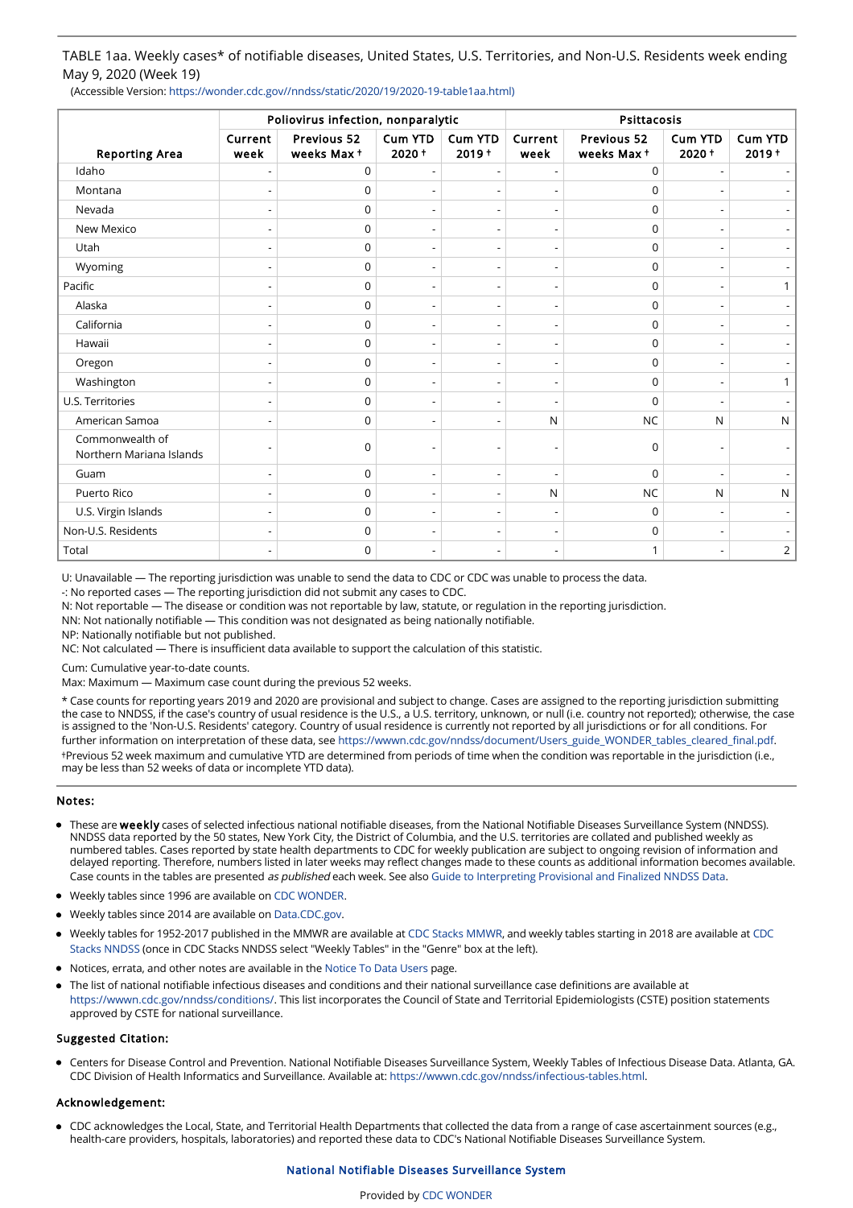TABLE 1aa. Weekly cases* of notifiable diseases, United States, U.S. Territories, and Non-U.S. Residents week ending May 9, 2020 (Week 19)

(Accessible Version: https://wonder.cdc.gov//nndss/static/2020/19/2020-19-table1aa.html)

| | Poliovirus infection, nonparalytic | | | | Psittacosis | | | |
|---|---|---|---|---|---|---|---|---|
| Reporting Area | Current week | Previous 52 weeks Max † | Cum YTD 2020 † | Cum YTD 2019 † | Current week | Previous 52 weeks Max † | Cum YTD 2020 † | Cum YTD 2019 † |
| Idaho | - | 0 | - | - | - | 0 | - | - |
| Montana | - | 0 | - | - | - | 0 | - | - |
| Nevada | - | 0 | - | - | - | 0 | - | - |
| New Mexico | - | 0 | - | - | - | 0 | - | - |
| Utah | - | 0 | - | - | - | 0 | - | - |
| Wyoming | - | 0 | - | - | - | 0 | - | - |
| Pacific | - | 0 | - | - | - | 0 | - | 1 |
| Alaska | - | 0 | - | - | - | 0 | - | - |
| California | - | 0 | - | - | - | 0 | - | - |
| Hawaii | - | 0 | - | - | - | 0 | - | - |
| Oregon | - | 0 | - | - | - | 0 | - | - |
| Washington | - | 0 | - | - | - | 0 | - | 1 |
| U.S. Territories | - | 0 | - | - | - | 0 | - | - |
| American Samoa | - | 0 | - | - | N | NC | N | N |
| Commonwealth of Northern Mariana Islands | - | 0 | - | - | - | 0 | - | - |
| Guam | - | 0 | - | - | - | 0 | - | - |
| Puerto Rico | - | 0 | - | - | N | NC | N | N |
| U.S. Virgin Islands | - | 0 | - | - | - | 0 | - | - |
| Non-U.S. Residents | - | 0 | - | - | - | 0 | - | - |
| Total | - | 0 | - | - | - | 1 | - | 2 |

U: Unavailable — The reporting jurisdiction was unable to send the data to CDC or CDC was unable to process the data.

-: No reported cases — The reporting jurisdiction did not submit any cases to CDC.

N: Not reportable — The disease or condition was not reportable by law, statute, or regulation in the reporting jurisdiction.

NN: Not nationally notifiable — This condition was not designated as being nationally notifiable.

NP: Nationally notifiable but not published.

NC: Not calculated — There is insufficient data available to support the calculation of this statistic.

Cum: Cumulative year-to-date counts.

Max: Maximum — Maximum case count during the previous 52 weeks.

* Case counts for reporting years 2019 and 2020 are provisional and subject to change. Cases are assigned to the reporting jurisdiction submitting the case to NNDSS, if the case's country of usual residence is the U.S., a U.S. territory, unknown, or null (i.e. country not reported); otherwise, the case is assigned to the 'Non-U.S. Residents' category. Country of usual residence is currently not reported by all jurisdictions or for all conditions. For further information on interpretation of these data, see https://wwwn.cdc.gov/nndss/document/Users_guide_WONDER_tables_cleared_final.pdf.

†Previous 52 week maximum and cumulative YTD are determined from periods of time when the condition was reportable in the jurisdiction (i.e., may be less than 52 weeks of data or incomplete YTD data).

### Notes:

- These are **weekly** cases of selected infectious national notifiable diseases, from the National Notifiable Diseases Surveillance System (NNDSS). NNDSS data reported by the 50 states, New York City, the District of Columbia, and the U.S. territories are collated and published weekly as numbered tables. Cases reported by state health departments to CDC for weekly publication are subject to ongoing revision of information and delayed reporting. Therefore, numbers listed in later weeks may reflect changes made to these counts as additional information becomes available. Case counts in the tables are presented *as published* each week. See also Guide to Interpreting Provisional and Finalized NNDSS Data.
- Weekly tables since 1996 are available on CDC WONDER.
- Weekly tables since 2014 are available on Data.CDC.gov.
- Weekly tables for 1952-2017 published in the MMWR are available at CDC Stacks MMWR, and weekly tables starting in 2018 are available at CDC Stacks NNDSS (once in CDC Stacks NNDSS select "Weekly Tables" in the "Genre" box at the left).
- Notices, errata, and other notes are available in the Notice To Data Users page.
- The list of national notifiable infectious diseases and conditions and their national surveillance case definitions are available at https://wwwn.cdc.gov/nndss/conditions/. This list incorporates the Council of State and Territorial Epidemiologists (CSTE) position statements approved by CSTE for national surveillance.

### Suggested Citation:

- Centers for Disease Control and Prevention. National Notifiable Diseases Surveillance System, Weekly Tables of Infectious Disease Data. Atlanta, GA. CDC Division of Health Informatics and Surveillance. Available at: https://wwwn.cdc.gov/nndss/infectious-tables.html.

### Acknowledgement:

- CDC acknowledges the Local, State, and Territorial Health Departments that collected the data from a range of case ascertainment sources (e.g., health-care providers, hospitals, laboratories) and reported these data to CDC's National Notifiable Diseases Surveillance System.

National Notifiable Diseases Surveillance System

Provided by CDC WONDER